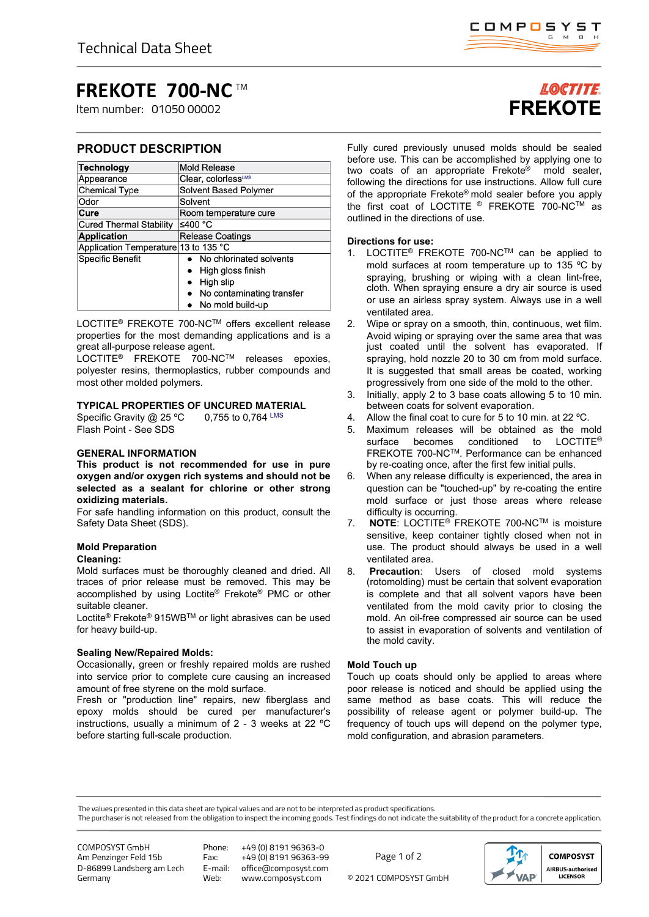Technical Data Sheet

# FREKOTE 700-NC™

Item number: 01050 00002

LOCTITE FREKOTE

## PRODUCT DESCRIPTION

| **Technology** | Mold Release |
|---|---|
| Appearance | Clear, colorless[LMS] |
| Chemical Type | Solvent Based Polymer |
| Odor | Solvent |
| **Cure** | Room temperature cure |
| Cured Thermal Stability | ≤400 °C |
| **Application** | Release Coatings |
| Application Temperature | 13 to 135 °C |
| Specific Benefit | • No chlorinated solvents<br>• High gloss finish<br>• High slip<br>• No contaminating transfer<br>• No mold build-up |

LOCTITE® FREKOTE 700-NC™ offers excellent release properties for the most demanding applications and is a great all-purpose release agent.
LOCTITE® FREKOTE 700-NC™ releases epoxies, polyester resins, thermoplastics, rubber compounds and most other molded polymers.

## TYPICAL PROPERTIES OF UNCURED MATERIAL

Specific Gravity @ 25 ºC 0,755 to 0,764 [LMS]
Flash Point - See SDS

## GENERAL INFORMATION

**This product is not recommended for use in pure oxygen and/or oxygen rich systems and should not be selected as a sealant for chlorine or other strong oxidizing materials.**

For safe handling information on this product, consult the Safety Data Sheet (SDS).

### Mold Preparation

**Cleaning:**

Mold surfaces must be thoroughly cleaned and dried. All traces of prior release must be removed. This may be accomplished by using Loctite® Frekote® PMC or other suitable cleaner.
Loctite® Frekote® 915WB™ or light abrasives can be used for heavy build-up.

**Sealing New/Repaired Molds:**

Occasionally, green or freshly repaired molds are rushed into service prior to complete cure causing an increased amount of free styrene on the mold surface.
Fresh or "production line" repairs, new fiberglass and epoxy molds should be cured per manufacturer's instructions, usually a minimum of 2 - 3 weeks at 22 ºC before starting full-scale production.

Fully cured previously unused molds should be sealed before use. This can be accomplished by applying one to two coats of an appropriate Frekote® mold sealer, following the directions for use instructions. Allow full cure of the appropriate Frekote® mold sealer before you apply the first coat of LOCTITE ® FREKOTE 700-NC™ as outlined in the directions of use.

**Directions for use:**

1. LOCTITE® FREKOTE 700-NC™ can be applied to mold surfaces at room temperature up to 135 ºC by spraying, brushing or wiping with a clean lint-free, cloth. When spraying ensure a dry air source is used or use an airless spray system. Always use in a well ventilated area.
2. Wipe or spray on a smooth, thin, continuous, wet film. Avoid wiping or spraying over the same area that was just coated until the solvent has evaporated. If spraying, hold nozzle 20 to 30 cm from mold surface. It is suggested that small areas be coated, working progressively from one side of the mold to the other.
3. Initially, apply 2 to 3 base coats allowing 5 to 10 min. between coats for solvent evaporation.
4. Allow the final coat to cure for 5 to 10 min. at 22 ºC.
5. Maximum releases will be obtained as the mold surface becomes conditioned to LOCTITE® FREKOTE 700-NC™. Performance can be enhanced by re-coating once, after the first few initial pulls.
6. When any release difficulty is experienced, the area in question can be "touched-up" by re-coating the entire mold surface or just those areas where release difficulty is occurring.
7. **NOTE**: LOCTITE® FREKOTE 700-NC™ is moisture sensitive, keep container tightly closed when not in use. The product should always be used in a well ventilated area.
8. **Precaution**: Users of closed mold systems (rotomolding) must be certain that solvent evaporation is complete and that all solvent vapors have been ventilated from the mold cavity prior to closing the mold. An oil-free compressed air source can be used to assist in evaporation of solvents and ventilation of the mold cavity.

### Mold Touch up

Touch up coats should only be applied to areas where poor release is noticed and should be applied using the same method as base coats. This will reduce the possibility of release agent or polymer build-up. The frequency of touch ups will depend on the polymer type, mold configuration, and abrasion parameters.

The values presented in this data sheet are typical values and are not to be interpreted as product specifications.
The purchaser is not released from the obligation to inspect the incoming goods. Test findings do not indicate the suitability of the product for a concrete application.

COMPOSYST GmbH
Am Penzinger Feld 15b
D-86899 Landsberg am Lech
Germany

Phone: +49 (0) 8191 96363-0
Fax: +49 (0) 8191 96363-99
E-mail: office@composyst.com
Web: www.composyst.com

© 2021 COMPOSYST GmbH

COMPOSYST AIRBUS-authorised LICENSOR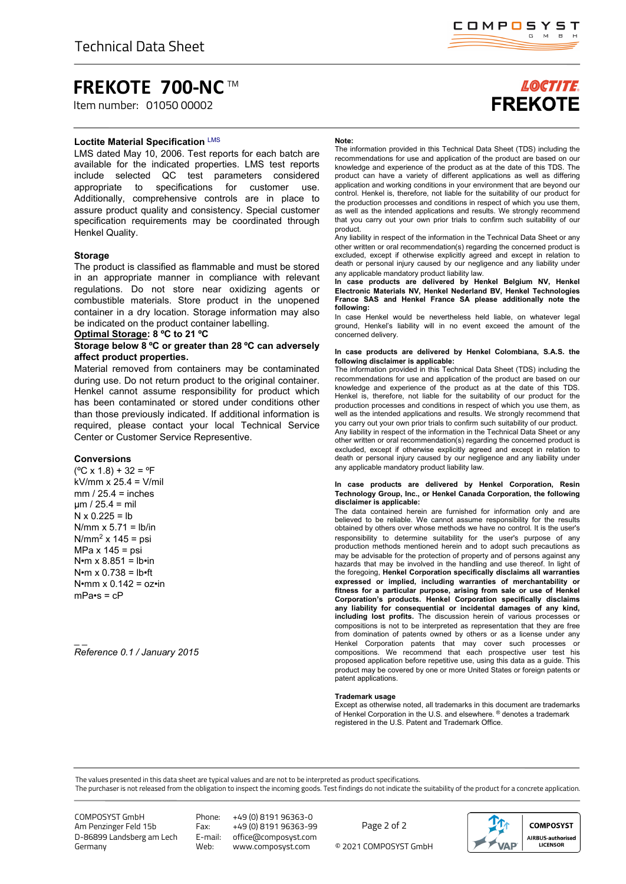# FREKOTE 700-NC™

Item number: 01050 00002

### Loctite Material Specification [LMS]

LMS dated May 10, 2006. Test reports for each batch are available for the indicated properties. LMS test reports include selected QC test parameters considered appropriate to specifications for customer use. Additionally, comprehensive controls are in place to assure product quality and consistency. Special customer specification requirements may be coordinated through Henkel Quality.

### Storage

The product is classified as flammable and must be stored in an appropriate manner in compliance with relevant regulations. Do not store near oxidizing agents or combustible materials. Store product in the unopened container in a dry location. Storage information may also be indicated on the product container labelling.

**Optimal Storage: 8 ºC to 21 ºC**

**Storage below 8 ºC or greater than 28 ºC can adversely affect product properties.**

Material removed from containers may be contaminated during use. Do not return product to the original container. Henkel cannot assume responsibility for product which has been contaminated or stored under conditions other than those previously indicated. If additional information is required, please contact your local Technical Service Center or Customer Service Represenative.

### Conversions

(ºC x 1.8) + 32 = ºF
kV/mm x 25.4 = V/mil
mm / 25.4 = inches
µm / 25.4 = mil
N x 0.225 = lb
N/mm x 5.71 = lb/in
N/mm$^2$ x 145 = psi
MPa x 145 = psi
N•m x 8.851 = lb•in
N•m x 0.738 = lb•ft
N•mm x 0.142 = oz•in
mPa•s = cP

*Reference 0.1 / January 2015*

**Note:**
The information provided in this Technical Data Sheet (TDS) including the recommendations for use and application of the product are based on our knowledge and experience of the product as at the date of this TDS. The product can have a variety of different applications as well as differing application and working conditions in your environment that are beyond our control. Henkel is, therefore, not liable for the suitability of our product for the production processes and conditions in respect of which you use them, as well as the intended applications and results. We strongly recommend that you carry out your own prior trials to confirm such suitability of our product.
Any liability in respect of the information in the Technical Data Sheet or any other written or oral recommendation(s) regarding the concerned product is excluded, except if otherwise explicitly agreed and except in relation to death or personal injury caused by our negligence and any liability under any applicable mandatory product liability law.
**In case products are delivered by Henkel Belgium NV, Henkel Electronic Materials NV, Henkel Nederland BV, Henkel Technologies France SAS and Henkel France SA please additionally note the following:**
In case Henkel would be nevertheless held liable, on whatever legal ground, Henkel's liability will in no event exceed the amount of the concerned delivery.

**In case products are delivered by Henkel Colombiana, S.A.S. the following disclaimer is applicable:**
The information provided in this Technical Data Sheet (TDS) including the recommendations for use and application of the product are based on our knowledge and experience of the product as at the date of this TDS. Henkel is, therefore, not liable for the suitability of our product for the production processes and conditions in respect of which you use them, as well as the intended applications and results. We strongly recommend that you carry out your own prior trials to confirm such suitability of our product.
Any liability in respect of the information in the Technical Data Sheet or any other written or oral recommendation(s) regarding the concerned product is excluded, except if otherwise explicitly agreed and except in relation to death or personal injury caused by our negligence and any liability under any applicable mandatory product liability law.

**In case products are delivered by Henkel Corporation, Resin Technology Group, Inc., or Henkel Canada Corporation, the following disclaimer is applicable:**
The data contained herein are furnished for information only and are believed to be reliable. We cannot assume responsibility for the results obtained by others over whose methods we have no control. It is the user's responsibility to determine suitability for the user's purpose of any production methods mentioned herein and to adopt such precautions as may be advisable for the protection of property and of persons against any hazards that may be involved in the handling and use thereof. In light of the foregoing, **Henkel Corporation specifically disclaims all warranties expressed or implied, including warranties of merchantability or fitness for a particular purpose, arising from sale or use of Henkel Corporation's products. Henkel Corporation specifically disclaims any liability for consequential or incidental damages of any kind, including lost profits.** The discussion herein of various processes or compositions is not to be interpreted as representation that they are free from domination of patents owned by others or as a license under any Henkel Corporation patents that may cover such processes or compositions. We recommend that each prospective user test his proposed application before repetitive use, using this data as a guide. This product may be covered by one or more United States or foreign patents or patent applications.

**Trademark usage**
Except as otherwise noted, all trademarks in this document are trademarks of Henkel Corporation in the U.S. and elsewhere. ® denotes a trademark registered in the U.S. Patent and Trademark Office.

The values presented in this data sheet are typical values and are not to be interpreted as product specifications.
The purchaser is not released from the obligation to inspect the incoming goods. Test findings do not indicate the suitability of the product for a concrete application.

COMPOSYST GmbH
Am Penzinger Feld 15b
D-86899 Landsberg am Lech
Germany

Phone: +49 (0) 8191 96363-0
Fax: +49 (0) 8191 96363-99
E-mail: office@composyst.com
Web: www.composyst.com

© 2021 COMPOSYST GmbH